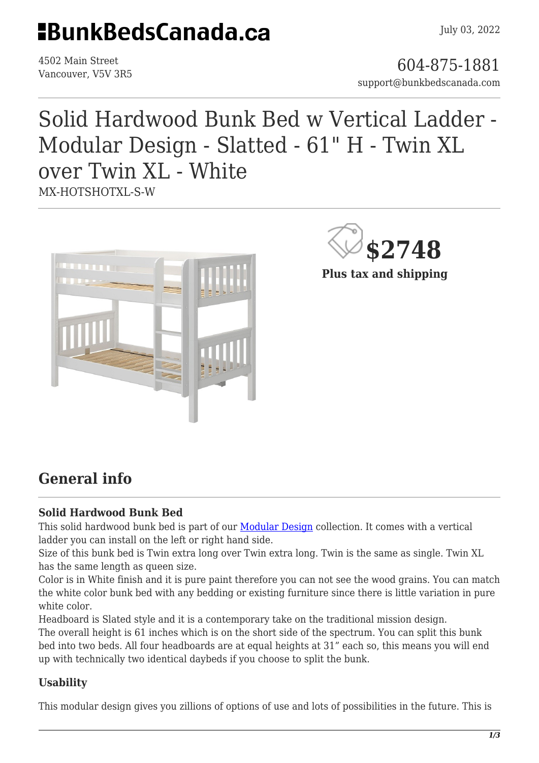# BunkBedsCanada.ca

July 03, 2022

4502 Main Street
Vancouver, V5V 3R5

604-875-1881
support@bunkbedscanada.com

# Solid Hardwood Bunk Bed w Vertical Ladder - Modular Design - Slatted - 61" H - Twin XL over Twin XL - White

MX-HOTSHOTXL-S-W

**$2748**

**Plus tax and shipping**

## General info

**Solid Hardwood Bunk Bed**

This solid hardwood bunk bed is part of our [Modular Design](Modular Design) collection. It comes with a vertical ladder you can install on the left or right hand side.

Size of this bunk bed is Twin extra long over Twin extra long. Twin is the same as single. Twin XL has the same length as queen size.

Color is in White finish and it is pure paint therefore you can not see the wood grains. You can match the white color bunk bed with any bedding or existing furniture since there is little variation in pure white color.

Headboard is Slated style and it is a contemporary take on the traditional mission design.

The overall height is 61 inches which is on the short side of the spectrum. You can split this bunk bed into two beds. All four headboards are at equal heights at 31" each so, this means you will end up with technically two identical daybeds if you choose to split the bunk.

**Usability**

This modular design gives you zillions of options of use and lots of possibilities in the future. This is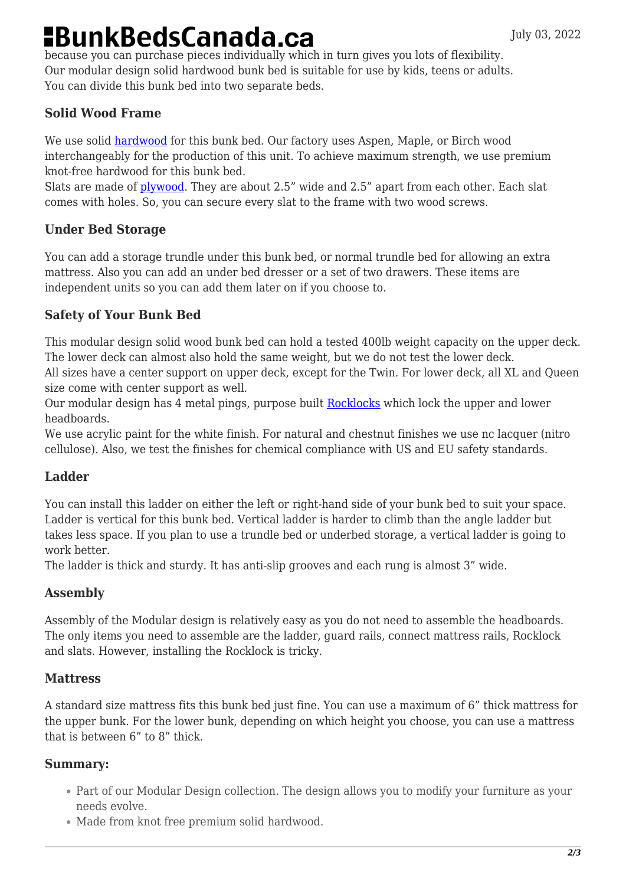because you can purchase pieces individually which in turn gives you lots of flexibility.
Our modular design solid hardwood bunk bed is suitable for use by kids, teens or adults.
You can divide this bunk bed into two separate beds.

### Solid Wood Frame

We use solid [hardwood](#) for this bunk bed. Our factory uses Aspen, Maple, or Birch wood interchangeably for the production of this unit. To achieve maximum strength, we use premium knot-free hardwood for this bunk bed.
Slats are made of [plywood](#). They are about 2.5" wide and 2.5" apart from each other. Each slat comes with holes. So, you can secure every slat to the frame with two wood screws.

### Under Bed Storage

You can add a storage trundle under this bunk bed, or normal trundle bed for allowing an extra mattress. Also you can add an under bed dresser or a set of two drawers. These items are independent units so you can add them later on if you choose to.

### Safety of Your Bunk Bed

This modular design solid wood bunk bed can hold a tested 400lb weight capacity on the upper deck. The lower deck can almost also hold the same weight, but we do not test the lower deck.
All sizes have a center support on upper deck, except for the Twin. For lower deck, all XL and Queen size come with center support as well.
Our modular design has 4 metal pings, purpose built [Rocklocks](#) which lock the upper and lower headboards.
We use acrylic paint for the white finish. For natural and chestnut finishes we use nc lacquer (nitro cellulose). Also, we test the finishes for chemical compliance with US and EU safety standards.

### Ladder

You can install this ladder on either the left or right-hand side of your bunk bed to suit your space. Ladder is vertical for this bunk bed. Vertical ladder is harder to climb than the angle ladder but takes less space. If you plan to use a trundle bed or underbed storage, a vertical ladder is going to work better.
The ladder is thick and sturdy. It has anti-slip grooves and each rung is almost 3" wide.

### Assembly

Assembly of the Modular design is relatively easy as you do not need to assemble the headboards. The only items you need to assemble are the ladder, guard rails, connect mattress rails, Rocklock and slats. However, installing the Rocklock is tricky.

### Mattress

A standard size mattress fits this bunk bed just fine. You can use a maximum of 6" thick mattress for the upper bunk. For the lower bunk, depending on which height you choose, you can use a mattress that is between 6" to 8" thick.

### Summary:

- Part of our Modular Design collection. The design allows you to modify your furniture as your needs evolve.
- Made from knot free premium solid hardwood.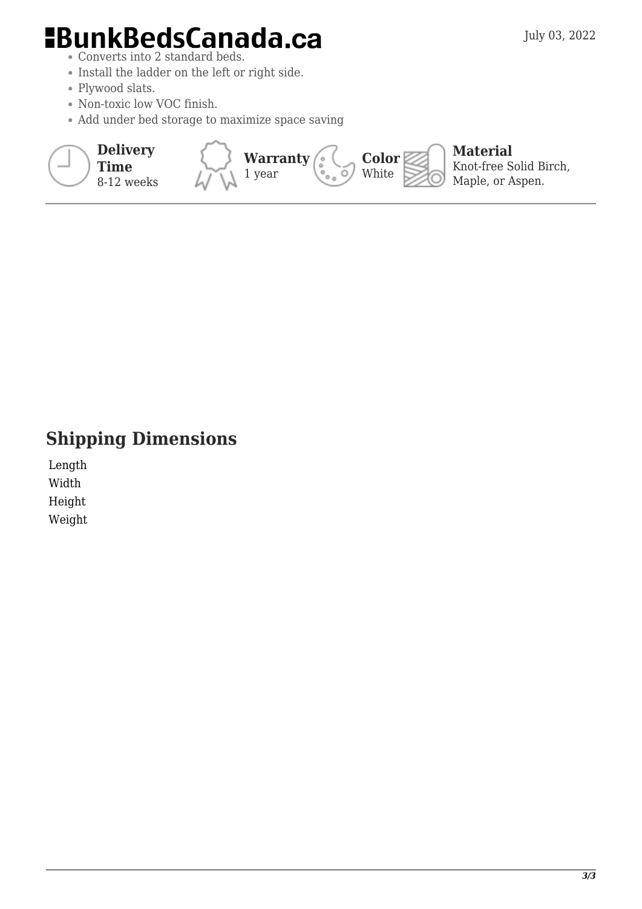- Converts into 2 standard beds.
- Install the ladder on the left or right side.
- Plywood slats.
- Non-toxic low VOC finish.
- Add under bed storage to maximize space saving

**Delivery Time**
8-12 weeks

**Warranty**
1 year

**Color**
White

**Material**
Knot-free Solid Birch, Maple, or Aspen.

## Shipping Dimensions

Length
Width
Height
Weight